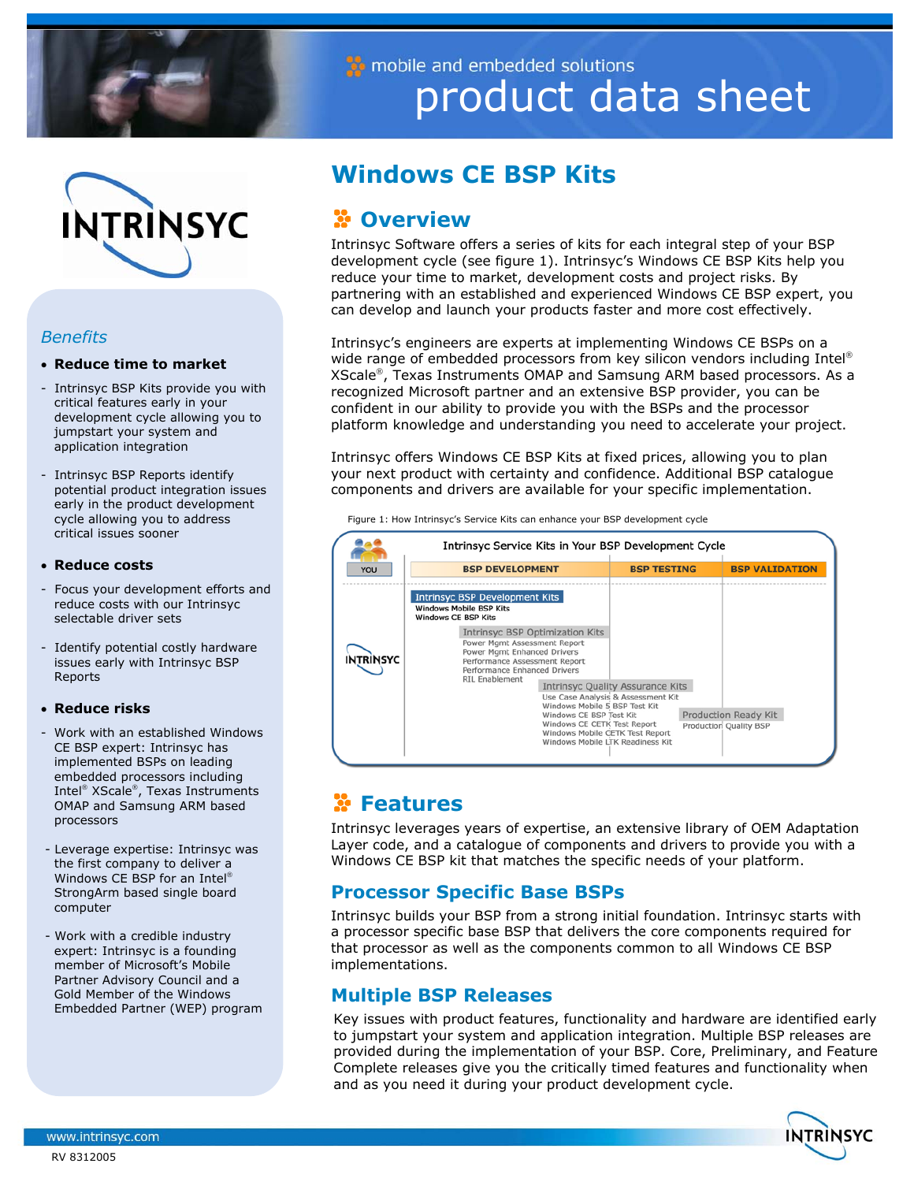mobile and embedded solutions

# product data sheet

## Windows CE BSP Kits

### Overview

Intrinsyc Software offers a series of kits for each integral step of your BSP development cycle (see figure 1). Intrinsyc's Windows CE BSP Kits help you reduce your time to market, development costs and project risks. By partnering with an established and experienced Windows CE BSP expert, you can develop and launch your products faster and more cost effectively.

Intrinsyc's engineers are experts at implementing Windows CE BSPs on a wide range of embedded processors from key silicon vendors including Intel® XScale®, Texas Instruments OMAP and Samsung ARM based processors. As a recognized Microsoft partner and an extensive BSP provider, you can be confident in our ability to provide you with the BSPs and the processor platform knowledge and understanding you need to accelerate your project.

Intrinsyc offers Windows CE BSP Kits at fixed prices, allowing you to plan your next product with certainty and confidence. Additional BSP catalogue components and drivers are available for your specific implementation.

Figure 1: How Intrinsyc's Service Kits can enhance your BSP development cycle

**Intrinsyc Service Kits in Your BSP Development Cycle**

| YOU | BSP DEVELOPMENT | BSP TESTING | BSP VALIDATION |
|---|---|---|---|
| INTRINSYC | **Intrinsyc BSP Development Kits**: Windows Mobile BSP Kits; Windows CE BSP Kits | | |
| | **Intrinsyc BSP Optimization Kits**: Power Mgmt Assessment Report; Power Mgmt Enhanced Drivers; Performance Assessment Report; Performance Enhanced Drivers; RIL Enablement | | |
| | | **Intrinsyc Quality Assurance Kits**: Use Case Analysis & Assessment Kit; Windows Mobile 5 BSP Test Kit; Windows CE BSP Test Kit; Windows CE CETK Test Report; Windows Mobile CETK Test Report; Windows Mobile LTK Readiness Kit | |
| | | | **Production Ready Kit**: Production Quality BSP |

### Features

Intrinsyc leverages years of expertise, an extensive library of OEM Adaptation Layer code, and a catalogue of components and drivers to provide you with a Windows CE BSP kit that matches the specific needs of your platform.

#### Processor Specific Base BSPs

Intrinsyc builds your BSP from a strong initial foundation. Intrinsyc starts with a processor specific base BSP that delivers the core components required for that processor as well as the components common to all Windows CE BSP implementations.

#### Multiple BSP Releases

Key issues with product features, functionality and hardware are identified early to jumpstart your system and application integration. Multiple BSP releases are provided during the implementation of your BSP. Core, Preliminary, and Feature Complete releases give you the critically timed features and functionality when and as you need it during your product development cycle.

### *Benefits*

- **Reduce time to market**
  - Intrinsyc BSP Kits provide you with critical features early in your development cycle allowing you to jumpstart your system and application integration
  - Intrinsyc BSP Reports identify potential product integration issues early in the product development cycle allowing you to address critical issues sooner
- **Reduce costs**
  - Focus your development efforts and reduce costs with our Intrinsyc selectable driver sets
  - Identify potential costly hardware issues early with Intrinsyc BSP Reports
- **Reduce risks**
  - Work with an established Windows CE BSP expert: Intrinsyc has implemented BSPs on leading embedded processors including Intel® XScale®, Texas Instruments OMAP and Samsung ARM based processors
  - Leverage expertise: Intrinsyc was the first company to deliver a Windows CE BSP for an Intel® StrongArm based single board computer
  - Work with a credible industry expert: Intrinsyc is a founding member of Microsoft's Mobile Partner Advisory Council and a Gold Member of the Windows Embedded Partner (WEP) program

www.intrinsyc.com

RV 8312005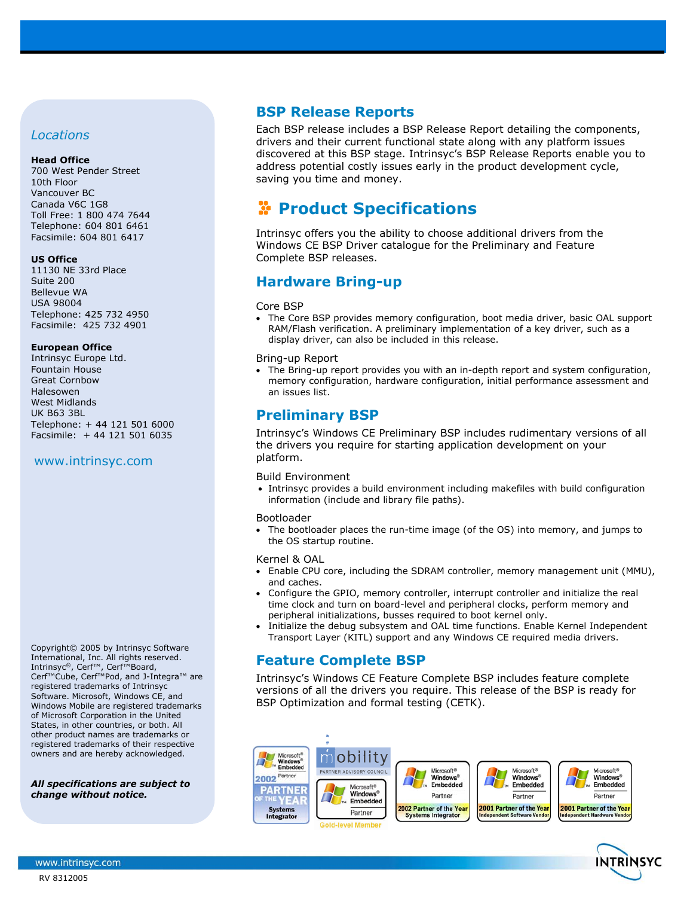## Locations

**Head Office**
700 West Pender Street
10th Floor
Vancouver BC
Canada V6C 1G8
Toll Free: 1 800 474 7644
Telephone: 604 801 6461
Facsimile: 604 801 6417

**US Office**
11130 NE 33rd Place
Suite 200
Bellevue WA
USA 98004
Telephone: 425 732 4950
Facsimile: 425 732 4901

**European Office**
Intrinsyc Europe Ltd.
Fountain House
Great Cornbow
Halesowen
West Midlands
UK B63 3BL
Telephone: + 44 121 501 6000
Facsimile: + 44 121 501 6035

www.intrinsyc.com

Copyright© 2005 by Intrinsyc Software International, Inc. All rights reserved. Intrinsyc®, Cerf™, Cerf™Board, Cerf™Cube, Cerf™Pod, and J-Integra™ are registered trademarks of Intrinsyc Software. Microsoft, Windows CE, and Windows Mobile are registered trademarks of Microsoft Corporation in the United States, in other countries, or both. All other product names are trademarks or registered trademarks of their respective owners and are hereby acknowledged.

***All specifications are subject to change without notice.***

## BSP Release Reports

Each BSP release includes a BSP Release Report detailing the components, drivers and their current functional state along with any platform issues discovered at this BSP stage. Intrinsyc's BSP Release Reports enable you to address potential costly issues early in the product development cycle, saving you time and money.

# Product Specifications

Intrinsyc offers you the ability to choose additional drivers from the Windows CE BSP Driver catalogue for the Preliminary and Feature Complete BSP releases.

## Hardware Bring-up

Core BSP

- The Core BSP provides memory configuration, boot media driver, basic OAL support RAM/Flash verification. A preliminary implementation of a key driver, such as a display driver, can also be included in this release.

Bring-up Report

- The Bring-up report provides you with an in-depth report and system configuration, memory configuration, hardware configuration, initial performance assessment and an issues list.

## Preliminary BSP

Intrinsyc's Windows CE Preliminary BSP includes rudimentary versions of all the drivers you require for starting application development on your platform.

Build Environment

- Intrinsyc provides a build environment including makefiles with build configuration information (include and library file paths).

Bootloader

- The bootloader places the run-time image (of the OS) into memory, and jumps to the OS startup routine.

Kernel & OAL

- Enable CPU core, including the SDRAM controller, memory management unit (MMU), and caches.
- Configure the GPIO, memory controller, interrupt controller and initialize the real time clock and turn on board-level and peripheral clocks, perform memory and peripheral initializations, busses required to boot kernel only.
- Initialize the debug subsystem and OAL time functions. Enable Kernel Independent Transport Layer (KITL) support and any Windows CE required media drivers.

## Feature Complete BSP

Intrinsyc's Windows CE Feature Complete BSP includes feature complete versions of all the drivers you require. This release of the BSP is ready for BSP Optimization and formal testing (CETK).

Microsoft® Windows® Embedded Partner 2002 PARTNER OF THE YEAR Systems Integrator

mobility PARTNER ADVISORY COUNCIL Microsoft® Windows® Embedded Partner Gold-level Member

Microsoft® Windows® Embedded Partner 2002 Partner of the Year Systems Integrator

Microsoft® Windows® Embedded Partner 2001 Partner of the Year Independent Software Vendor

Microsoft® Windows® Embedded Partner 2001 Partner of the Year Independent Hardware Vendor

RV 8312005